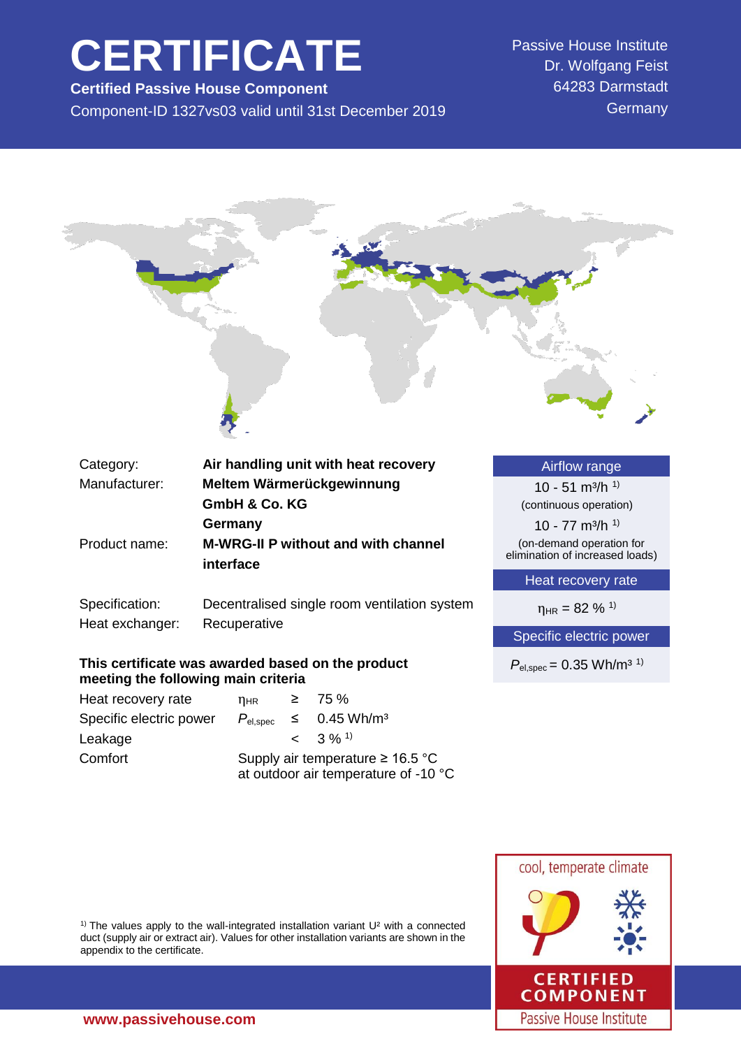# CERTIFICATE

**Certified Passive House Component**

Component-ID 1327vs03 valid until 31st December 2019

Passive House Institute
Dr. Wolfgang Feist
64283 Darmstadt
Germany

| | |
|---|---|
| Category: | **Air handling unit with heat recovery** |
| Manufacturer: | **Meltem Wärmerückgewinnung GmbH & Co. KG Germany** |
| Product name: | **M-WRG-II P without and with channel interface** |
| Specification: | Decentralised single room ventilation system |
| Heat exchanger: | Recuperative |

**Airflow range**

10 - 51 m³/h [1)]
(continuous operation)

10 - 77 m³/h [1)]
(on-demand operation for elimination of increased loads)

**Heat recovery rate**

$\eta_{HR}$ = 82 % [1)]

**Specific electric power**

$P_{el,spec}$ = 0.35 Wh/m³ [1)]

**This certificate was awarded based on the product meeting the following main criteria**

| | | | |
|---|---|---|---|
| Heat recovery rate | $\eta_{HR}$ | ≥ | 75 % |
| Specific electric power | $P_{el,spec}$ | ≤ | 0.45 Wh/m³ |
| Leakage | | < | 3 % [1)] |
| Comfort | Supply air temperature ≥ 16.5 °C at outdoor air temperature of -10 °C | | |

[1)] The values apply to the wall-integrated installation variant U² with a connected duct (supply air or extract air). Values for other installation variants are shown in the appendix to the certificate.

cool, temperate climate

CERTIFIED COMPONENT
Passive House Institute

www.passivehouse.com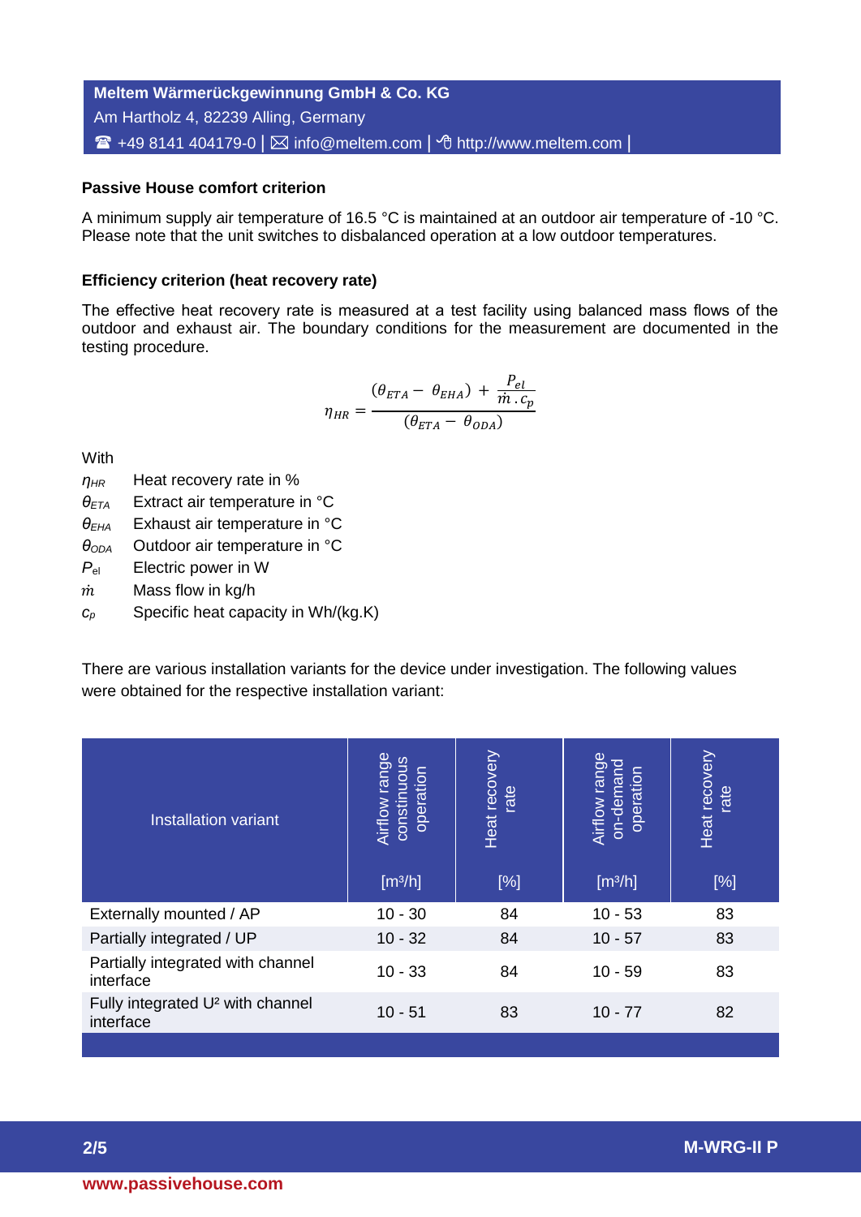**Meltem Wärmerückgewinnung GmbH & Co. KG**
Am Hartholz 4, 82239 Alling, Germany
☎ +49 8141 404179-0 | ✉ info@meltem.com | http://www.meltem.com |

### Passive House comfort criterion

A minimum supply air temperature of 16.5 °C is maintained at an outdoor air temperature of -10 °C. Please note that the unit switches to disbalanced operation at a low outdoor temperatures.

### Efficiency criterion (heat recovery rate)

The effective heat recovery rate is measured at a test facility using balanced mass flows of the outdoor and exhaust air. The boundary conditions for the measurement are documented in the testing procedure.

$$\eta_{HR} = \frac{(\theta_{ETA} - \theta_{EHA}) + \frac{P_{el}}{\dot{m}\,.\,c_p}}{(\theta_{ETA} - \theta_{ODA})}$$

With

- $\eta_{HR}$ Heat recovery rate in %
- $\theta_{ETA}$ Extract air temperature in °C
- $\theta_{EHA}$ Exhaust air temperature in °C
- $\theta_{ODA}$ Outdoor air temperature in °C
- $P_{el}$ Electric power in W
- $\dot{m}$ Mass flow in kg/h
- $c_p$ Specific heat capacity in Wh/(kg.K)

There are various installation variants for the device under investigation. The following values were obtained for the respective installation variant:

| Installation variant | Airflow range constinuous operation [m³/h] | Heat recovery rate [%] | Airflow range on-demand operation [m³/h] | Heat recovery rate [%] |
|---|---|---|---|---|
| Externally mounted / AP | 10 - 30 | 84 | 10 - 53 | 83 |
| Partially integrated / UP | 10 - 32 | 84 | 10 - 57 | 83 |
| Partially integrated with channel interface | 10 - 33 | 84 | 10 - 59 | 83 |
| Fully integrated U² with channel interface | 10 - 51 | 83 | 10 - 77 | 82 |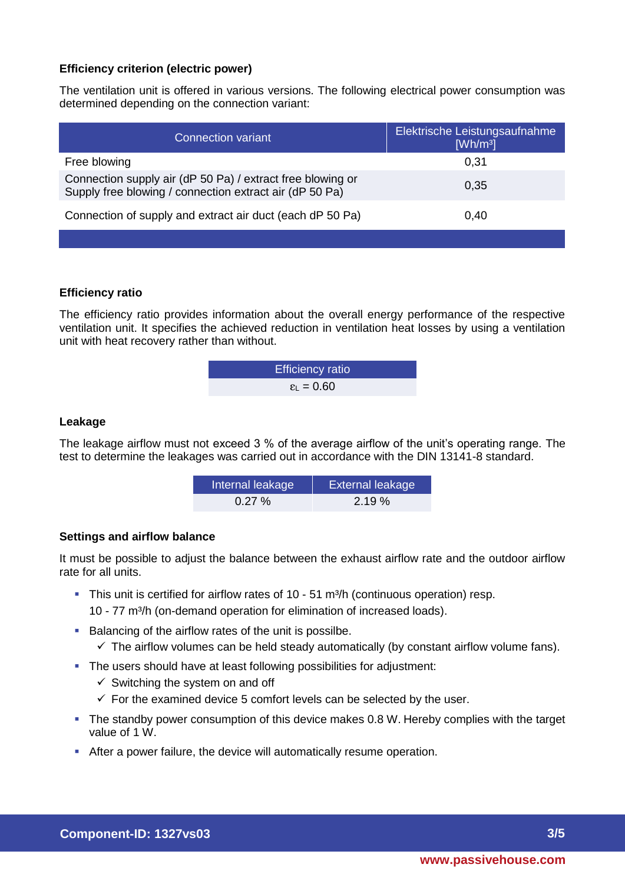### Efficiency criterion (electric power)

The ventilation unit is offered in various versions. The following electrical power consumption was determined depending on the connection variant:

| Connection variant | Elektrische Leistungsaufnahme [Wh/m³] |
|---|---|
| Free blowing | 0,31 |
| Connection supply air (dP 50 Pa) / extract free blowing or Supply free blowing / connection extract air (dP 50 Pa) | 0,35 |
| Connection of supply and extract air duct (each dP 50 Pa) | 0,40 |

### Efficiency ratio

The efficiency ratio provides information about the overall energy performance of the respective ventilation unit. It specifies the achieved reduction in ventilation heat losses by using a ventilation unit with heat recovery rather than without.

| Efficiency ratio |
|---|
| $\varepsilon_L = 0.60$ |

### Leakage

The leakage airflow must not exceed 3 % of the average airflow of the unit's operating range. The test to determine the leakages was carried out in accordance with the DIN 13141-8 standard.

| Internal leakage | External leakage |
|---|---|
| 0.27 % | 2.19 % |

### Settings and airflow balance

It must be possible to adjust the balance between the exhaust airflow rate and the outdoor airflow rate for all units.

- This unit is certified for airflow rates of 10 - 51 m³/h (continuous operation) resp. 10 - 77 m³/h (on-demand operation for elimination of increased loads).
- Balancing of the airflow rates of the unit is possilbe.
  - ✓ The airflow volumes can be held steady automatically (by constant airflow volume fans).
- The users should have at least following possibilities for adjustment:
  - ✓ Switching the system on and off
  - ✓ For the examined device 5 comfort levels can be selected by the user.
- The standby power consumption of this device makes 0.8 W. Hereby complies with the target value of 1 W.
- After a power failure, the device will automatically resume operation.

**Component-ID: 1327vs03**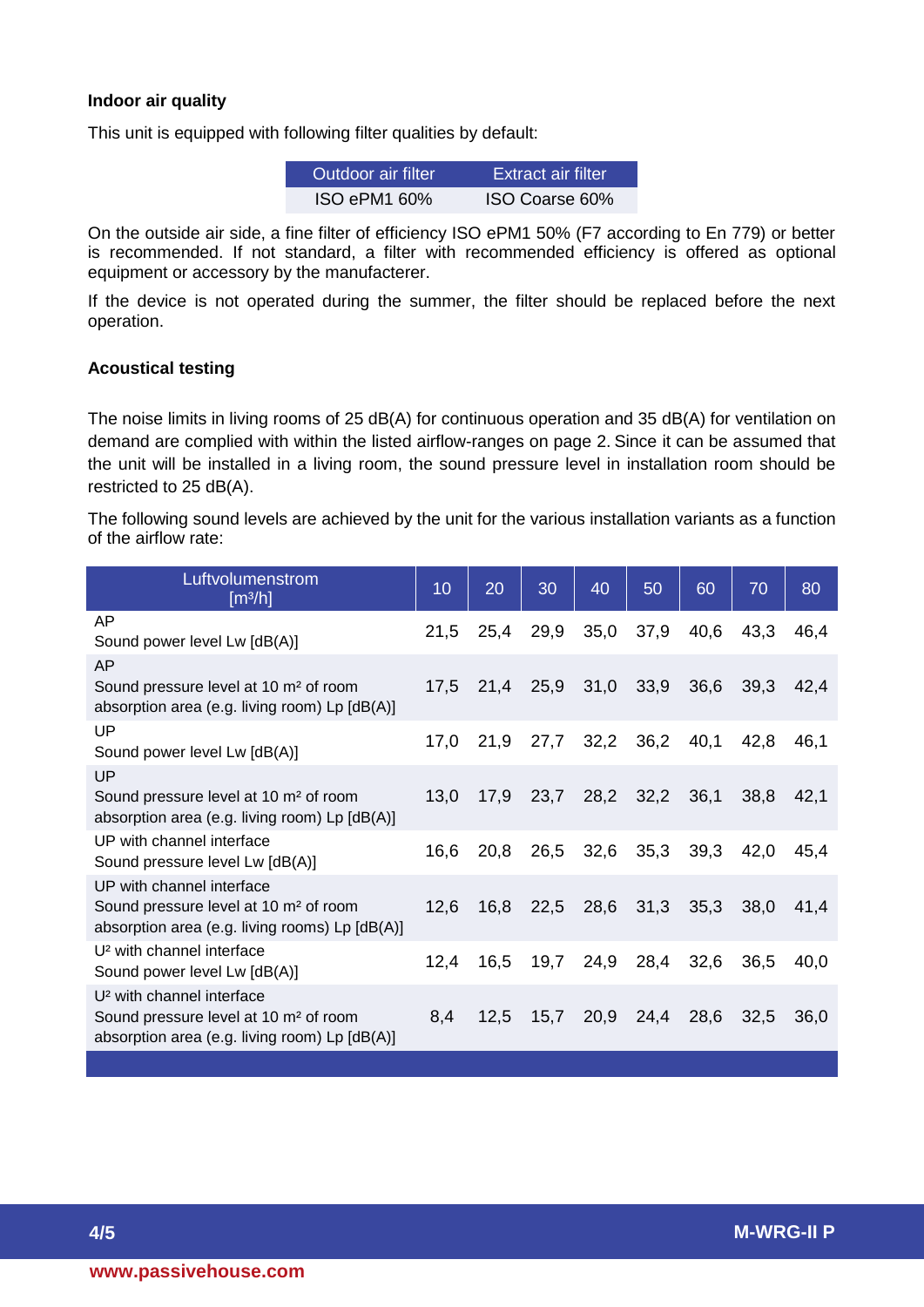**Indoor air quality**

This unit is equipped with following filter qualities by default:

| Outdoor air filter | Extract air filter |
|---|---|
| ISO ePM1 60% | ISO Coarse 60% |

On the outside air side, a fine filter of efficiency ISO ePM1 50% (F7 according to En 779) or better is recommended. If not standard, a filter with recommended efficiency is offered as optional equipment or accessory by the manufacterer.

If the device is not operated during the summer, the filter should be replaced before the next operation.

**Acoustical testing**

The noise limits in living rooms of 25 dB(A) for continuous operation and 35 dB(A) for ventilation on demand are complied with within the listed airflow-ranges on page 2. Since it can be assumed that the unit will be installed in a living room, the sound pressure level in installation room should be restricted to 25 dB(A).

The following sound levels are achieved by the unit for the various installation variants as a function of the airflow rate:

| Luftvolumenstrom [m³/h] | 10 | 20 | 30 | 40 | 50 | 60 | 70 | 80 |
|---|---|---|---|---|---|---|---|---|
| AP<br>Sound power level Lw [dB(A)] | 21,5 | 25,4 | 29,9 | 35,0 | 37,9 | 40,6 | 43,3 | 46,4 |
| AP<br>Sound pressure level at 10 m² of room absorption area (e.g. living room) Lp [dB(A)] | 17,5 | 21,4 | 25,9 | 31,0 | 33,9 | 36,6 | 39,3 | 42,4 |
| UP<br>Sound power level Lw [dB(A)] | 17,0 | 21,9 | 27,7 | 32,2 | 36,2 | 40,1 | 42,8 | 46,1 |
| UP<br>Sound pressure level at 10 m² of room absorption area (e.g. living room) Lp [dB(A)] | 13,0 | 17,9 | 23,7 | 28,2 | 32,2 | 36,1 | 38,8 | 42,1 |
| UP with channel interface<br>Sound pressure level Lw [dB(A)] | 16,6 | 20,8 | 26,5 | 32,6 | 35,3 | 39,3 | 42,0 | 45,4 |
| UP with channel interface<br>Sound pressure level at 10 m² of room absorption area (e.g. living rooms) Lp [dB(A)] | 12,6 | 16,8 | 22,5 | 28,6 | 31,3 | 35,3 | 38,0 | 41,4 |
| U² with channel interface<br>Sound power level Lw [dB(A)] | 12,4 | 16,5 | 19,7 | 24,9 | 28,4 | 32,6 | 36,5 | 40,0 |
| U² with channel interface<br>Sound pressure level at 10 m² of room absorption area (e.g. living room) Lp [dB(A)] | 8,4 | 12,5 | 15,7 | 20,9 | 24,4 | 28,6 | 32,5 | 36,0 |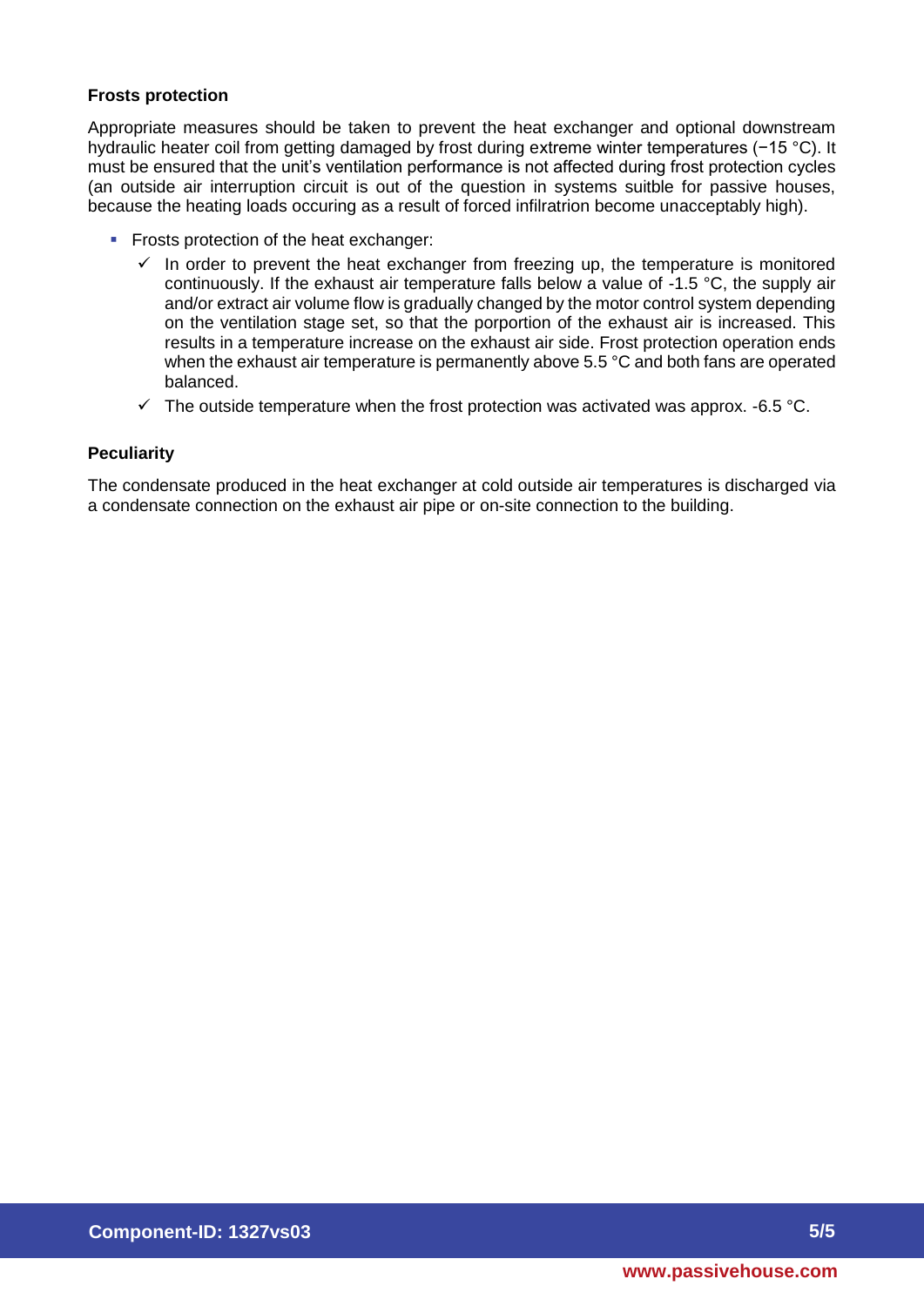**Frosts protection**

Appropriate measures should be taken to prevent the heat exchanger and optional downstream hydraulic heater coil from getting damaged by frost during extreme winter temperatures (−15 °C). It must be ensured that the unit's ventilation performance is not affected during frost protection cycles (an outside air interruption circuit is out of the question in systems suitble for passive houses, because the heating loads occuring as a result of forced infilratrion become unacceptably high).

- Frosts protection of the heat exchanger:
  - ✓ In order to prevent the heat exchanger from freezing up, the temperature is monitored continuously. If the exhaust air temperature falls below a value of -1.5 °C, the supply air and/or extract air volume flow is gradually changed by the motor control system depending on the ventilation stage set, so that the porportion of the exhaust air is increased. This results in a temperature increase on the exhaust air side. Frost protection operation ends when the exhaust air temperature is permanently above 5.5 °C and both fans are operated balanced.
  - ✓ The outside temperature when the frost protection was activated was approx. -6.5 °C.

**Peculiarity**

The condensate produced in the heat exchanger at cold outside air temperatures is discharged via a condensate connection on the exhaust air pipe or on-site connection to the building.